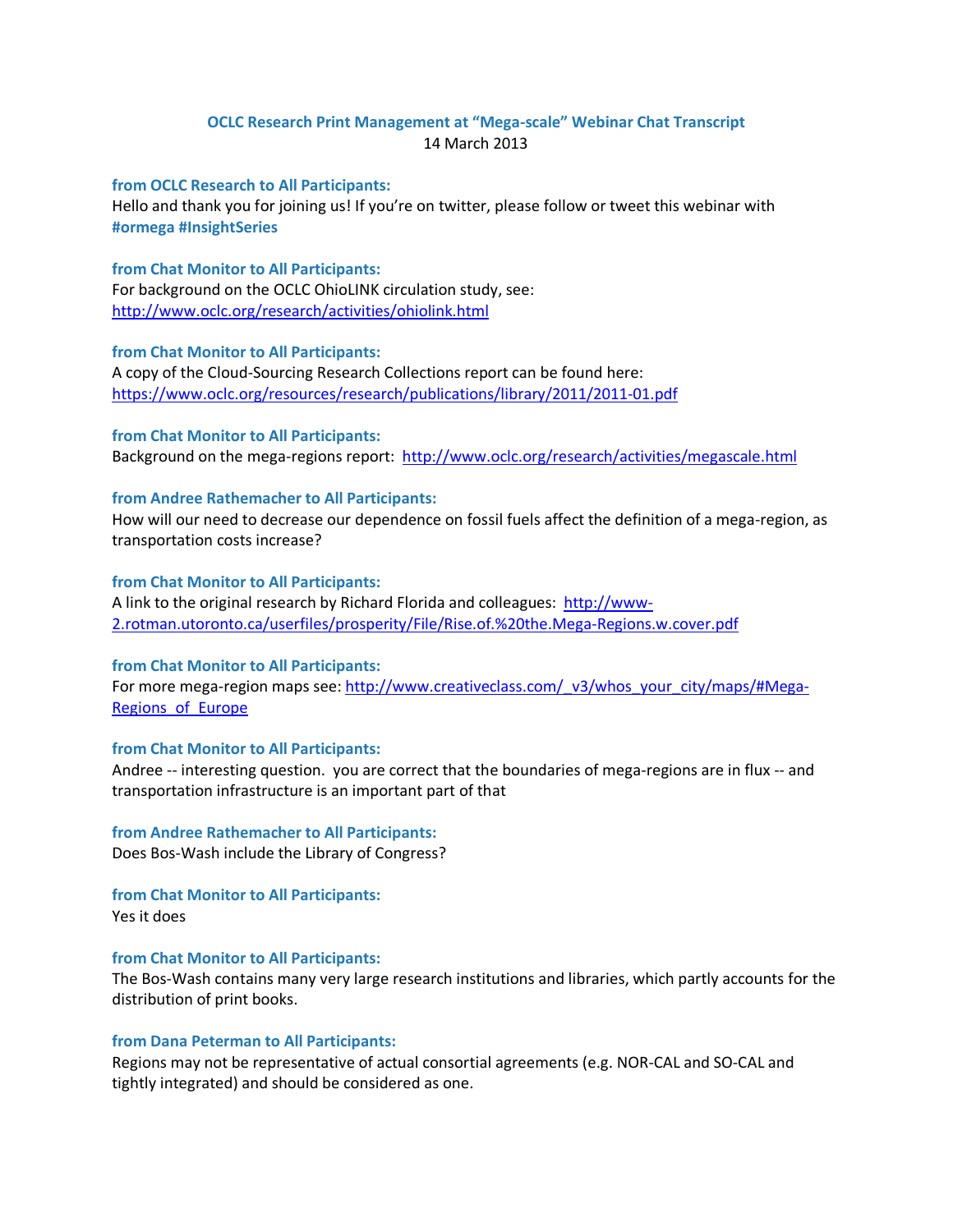# OCLC Research Print Management at "Mega-scale" Webinar Chat Transcript

14 March 2013

**from OCLC Research to All Participants:**
Hello and thank you for joining us! If you're on twitter, please follow or tweet this webinar with **#ormega #InsightSeries**

**from Chat Monitor to All Participants:**
For background on the OCLC OhioLINK circulation study, see: http://www.oclc.org/research/activities/ohiolink.html

**from Chat Monitor to All Participants:**
A copy of the Cloud-Sourcing Research Collections report can be found here: https://www.oclc.org/resources/research/publications/library/2011/2011-01.pdf

**from Chat Monitor to All Participants:**
Background on the mega-regions report: http://www.oclc.org/research/activities/megascale.html

**from Andree Rathemacher to All Participants:**
How will our need to decrease our dependence on fossil fuels affect the definition of a mega-region, as transportation costs increase?

**from Chat Monitor to All Participants:**
A link to the original research by Richard Florida and colleagues: http://www-2.rotman.utoronto.ca/userfiles/prosperity/File/Rise.of.%20the.Mega-Regions.w.cover.pdf

**from Chat Monitor to All Participants:**
For more mega-region maps see: http://www.creativeclass.com/_v3/whos_your_city/maps/#Mega-Regions_of_Europe

**from Chat Monitor to All Participants:**
Andree -- interesting question. you are correct that the boundaries of mega-regions are in flux -- and transportation infrastructure is an important part of that

**from Andree Rathemacher to All Participants:**
Does Bos-Wash include the Library of Congress?

**from Chat Monitor to All Participants:**
Yes it does

**from Chat Monitor to All Participants:**
The Bos-Wash contains many very large research institutions and libraries, which partly accounts for the distribution of print books.

**from Dana Peterman to All Participants:**
Regions may not be representative of actual consortial agreements (e.g. NOR-CAL and SO-CAL and tightly integrated) and should be considered as one.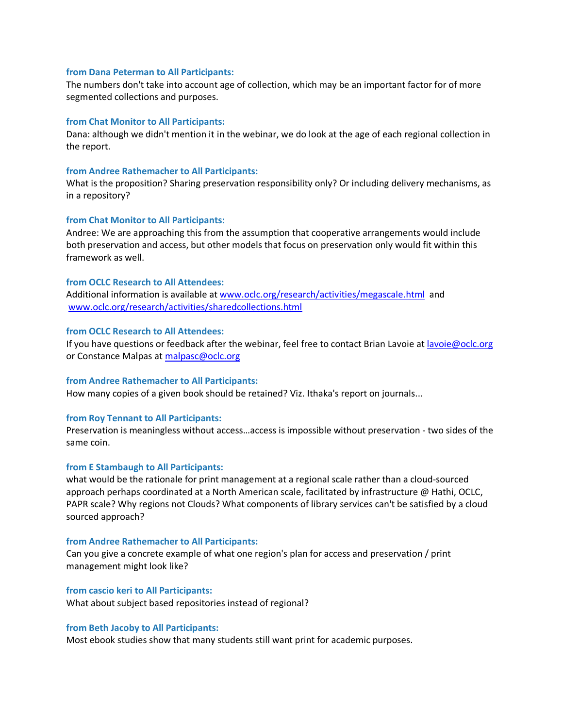**from Dana Peterman to All Participants:**
The numbers don't take into account age of collection, which may be an important factor for of more segmented collections and purposes.

**from Chat Monitor to All Participants:**
Dana: although we didn't mention it in the webinar, we do look at the age of each regional collection in the report.

**from Andree Rathemacher to All Participants:**
What is the proposition? Sharing preservation responsibility only? Or including delivery mechanisms, as in a repository?

**from Chat Monitor to All Participants:**
Andree: We are approaching this from the assumption that cooperative arrangements would include both preservation and access, but other models that focus on preservation only would fit within this framework as well.

**from OCLC Research to All Attendees:**
Additional information is available at [www.oclc.org/research/activities/megascale.html](www.oclc.org/research/activities/megascale.html) and [www.oclc.org/research/activities/sharedcollections.html](www.oclc.org/research/activities/sharedcollections.html)

**from OCLC Research to All Attendees:**
If you have questions or feedback after the webinar, feel free to contact Brian Lavoie at [lavoie@oclc.org](mailto:lavoie@oclc.org) or Constance Malpas at [malpasc@oclc.org](mailto:malpasc@oclc.org)

**from Andree Rathemacher to All Participants:**
How many copies of a given book should be retained? Viz. Ithaka's report on journals...

**from Roy Tennant to All Participants:**
Preservation is meaningless without access…access is impossible without preservation - two sides of the same coin.

**from E Stambaugh to All Participants:**
what would be the rationale for print management at a regional scale rather than a cloud-sourced approach perhaps coordinated at a North American scale, facilitated by infrastructure @ Hathi, OCLC, PAPR scale? Why regions not Clouds? What components of library services can't be satisfied by a cloud sourced approach?

**from Andree Rathemacher to All Participants:**
Can you give a concrete example of what one region's plan for access and preservation / print management might look like?

**from cascio keri to All Participants:**
What about subject based repositories instead of regional?

**from Beth Jacoby to All Participants:**
Most ebook studies show that many students still want print for academic purposes.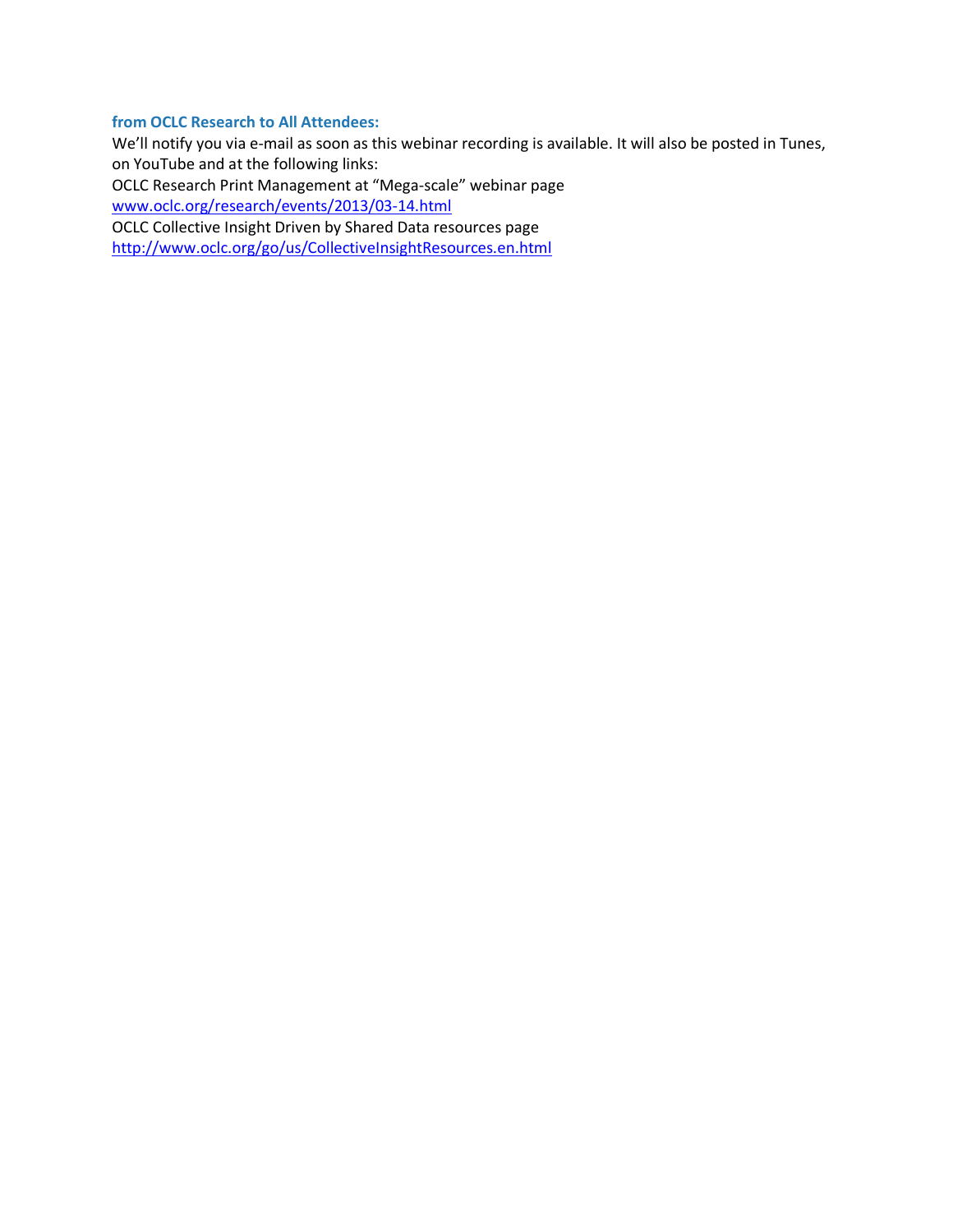**from OCLC Research to All Attendees:**

We'll notify you via e-mail as soon as this webinar recording is available. It will also be posted in Tunes, on YouTube and at the following links:

OCLC Research Print Management at "Mega-scale" webinar page
[www.oclc.org/research/events/2013/03-14.html](www.oclc.org/research/events/2013/03-14.html)

OCLC Collective Insight Driven by Shared Data resources page
[http://www.oclc.org/go/us/CollectiveInsightResources.en.html](http://www.oclc.org/go/us/CollectiveInsightResources.en.html)